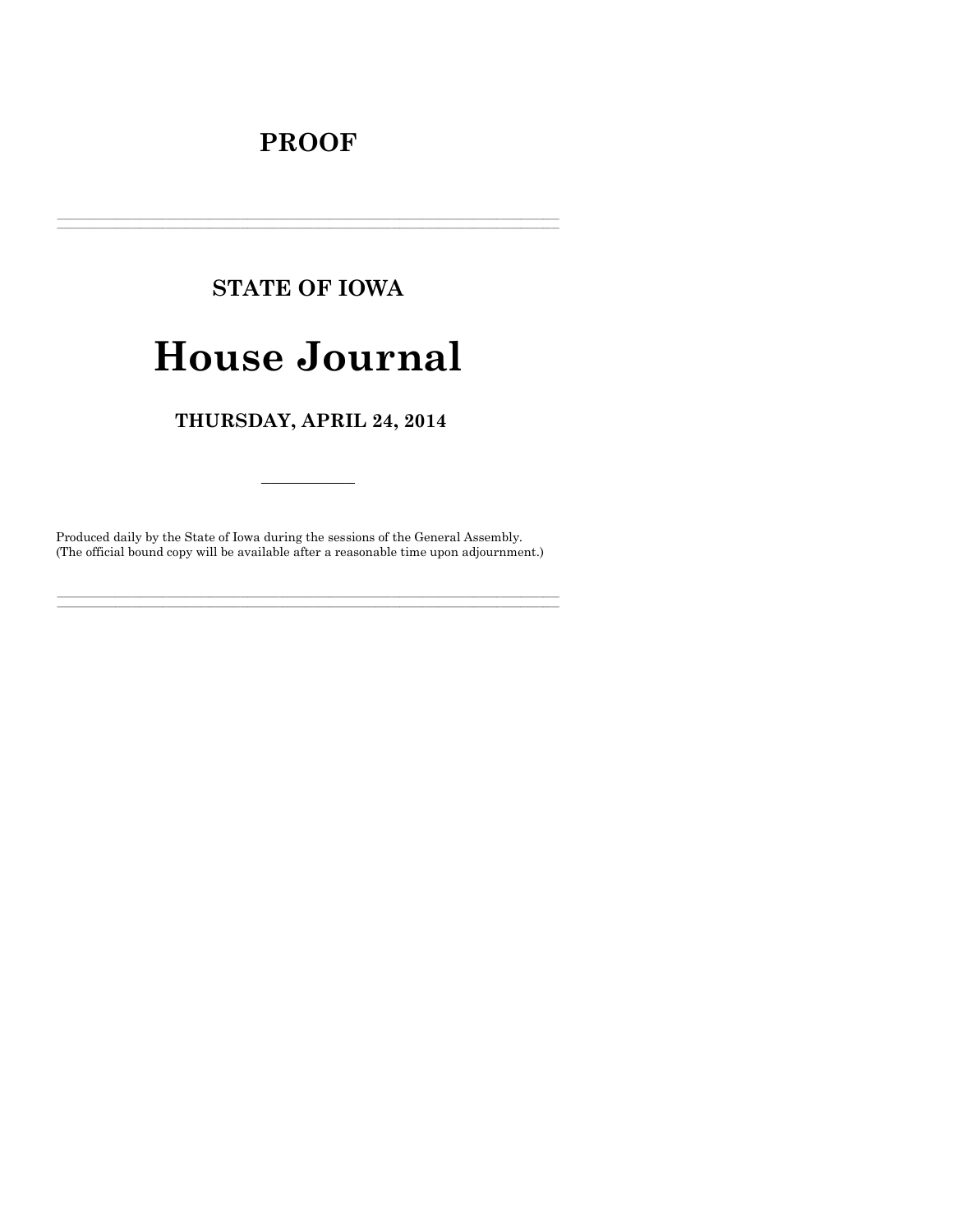# PROOF

---

## STATE OF IOWA

# House Journal

## THURSDAY, APRIL 24, 2014

---

Produced daily by the State of Iowa during the sessions of the General Assembly.
(The official bound copy will be available after a reasonable time upon adjournment.)

---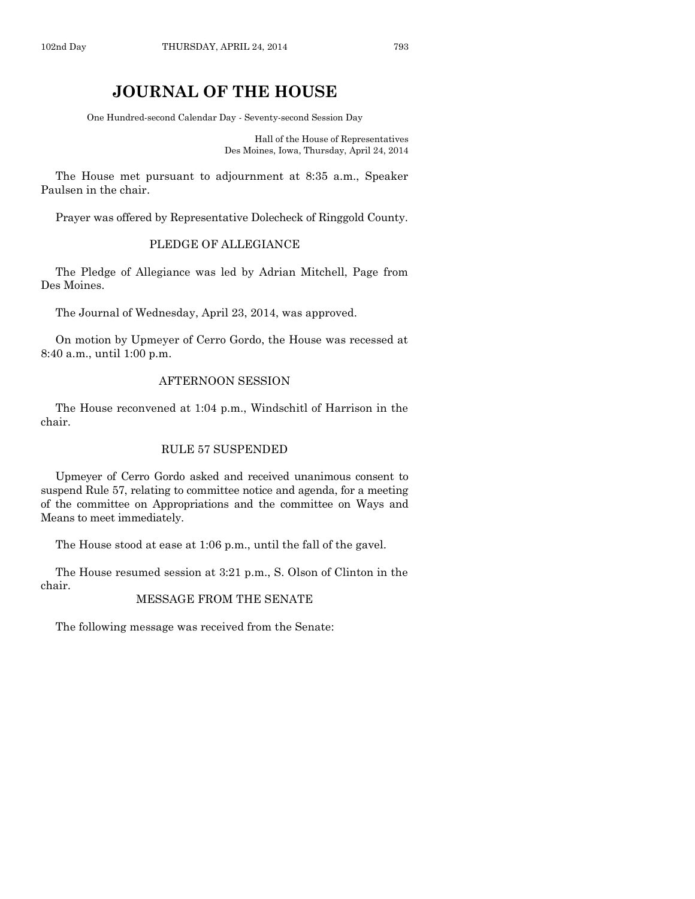# JOURNAL OF THE HOUSE

One Hundred-second Calendar Day - Seventy-second Session Day

Hall of the House of Representatives
Des Moines, Iowa, Thursday, April 24, 2014

The House met pursuant to adjournment at 8:35 a.m., Speaker Paulsen in the chair.

Prayer was offered by Representative Dolecheck of Ringgold County.

## PLEDGE OF ALLEGIANCE

The Pledge of Allegiance was led by Adrian Mitchell, Page from Des Moines.

The Journal of Wednesday, April 23, 2014, was approved.

On motion by Upmeyer of Cerro Gordo, the House was recessed at 8:40 a.m., until 1:00 p.m.

## AFTERNOON SESSION

The House reconvened at 1:04 p.m., Windschitl of Harrison in the chair.

## RULE 57 SUSPENDED

Upmeyer of Cerro Gordo asked and received unanimous consent to suspend Rule 57, relating to committee notice and agenda, for a meeting of the committee on Appropriations and the committee on Ways and Means to meet immediately.

The House stood at ease at 1:06 p.m., until the fall of the gavel.

The House resumed session at 3:21 p.m., S. Olson of Clinton in the chair.

## MESSAGE FROM THE SENATE

The following message was received from the Senate: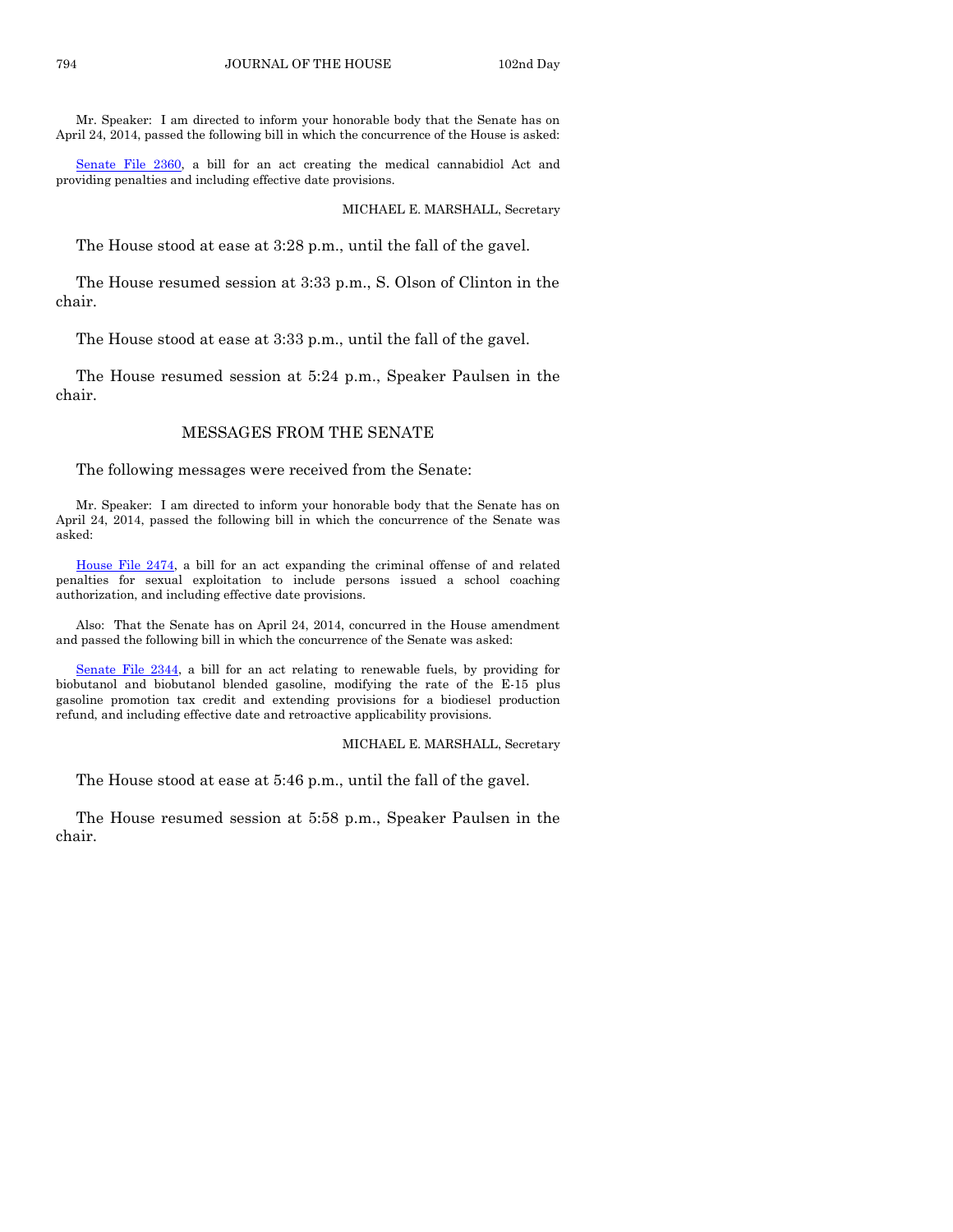Mr. Speaker: I am directed to inform your honorable body that the Senate has on April 24, 2014, passed the following bill in which the concurrence of the House is asked:

Senate File 2360, a bill for an act creating the medical cannabidiol Act and providing penalties and including effective date provisions.

MICHAEL E. MARSHALL, Secretary

The House stood at ease at 3:28 p.m., until the fall of the gavel.

The House resumed session at 3:33 p.m., S. Olson of Clinton in the chair.

The House stood at ease at 3:33 p.m., until the fall of the gavel.

The House resumed session at 5:24 p.m., Speaker Paulsen in the chair.

## MESSAGES FROM THE SENATE

The following messages were received from the Senate:

Mr. Speaker: I am directed to inform your honorable body that the Senate has on April 24, 2014, passed the following bill in which the concurrence of the Senate was asked:

House File 2474, a bill for an act expanding the criminal offense of and related penalties for sexual exploitation to include persons issued a school coaching authorization, and including effective date provisions.

Also: That the Senate has on April 24, 2014, concurred in the House amendment and passed the following bill in which the concurrence of the Senate was asked:

Senate File 2344, a bill for an act relating to renewable fuels, by providing for biobutanol and biobutanol blended gasoline, modifying the rate of the E-15 plus gasoline promotion tax credit and extending provisions for a biodiesel production refund, and including effective date and retroactive applicability provisions.

MICHAEL E. MARSHALL, Secretary

The House stood at ease at 5:46 p.m., until the fall of the gavel.

The House resumed session at 5:58 p.m., Speaker Paulsen in the chair.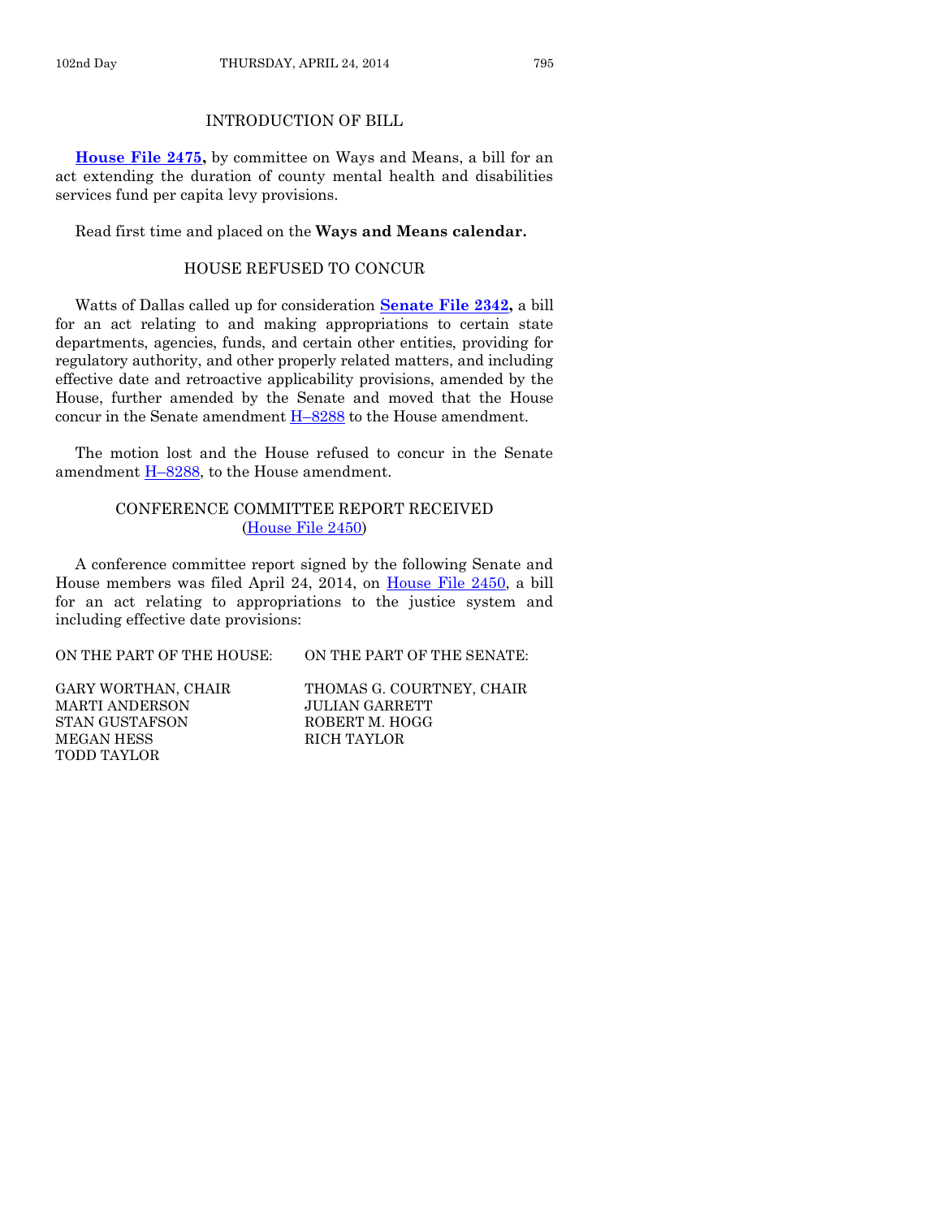## INTRODUCTION OF BILL

**House File 2475,** by committee on Ways and Means, a bill for an act extending the duration of county mental health and disabilities services fund per capita levy provisions.

Read first time and placed on the **Ways and Means calendar.**

## HOUSE REFUSED TO CONCUR

Watts of Dallas called up for consideration **Senate File 2342,** a bill for an act relating to and making appropriations to certain state departments, agencies, funds, and certain other entities, providing for regulatory authority, and other properly related matters, and including effective date and retroactive applicability provisions, amended by the House, further amended by the Senate and moved that the House concur in the Senate amendment H–8288 to the House amendment.

The motion lost and the House refused to concur in the Senate amendment H–8288, to the House amendment.

## CONFERENCE COMMITTEE REPORT RECEIVED (House File 2450)

A conference committee report signed by the following Senate and House members was filed April 24, 2014, on House File 2450, a bill for an act relating to appropriations to the justice system and including effective date provisions:

| ON THE PART OF THE HOUSE: | ON THE PART OF THE SENATE: |
|---|---|
| GARY WORTHAN, CHAIR | THOMAS G. COURTNEY, CHAIR |
| MARTI ANDERSON | JULIAN GARRETT |
| STAN GUSTAFSON | ROBERT M. HOGG |
| MEGAN HESS | RICH TAYLOR |
| TODD TAYLOR | |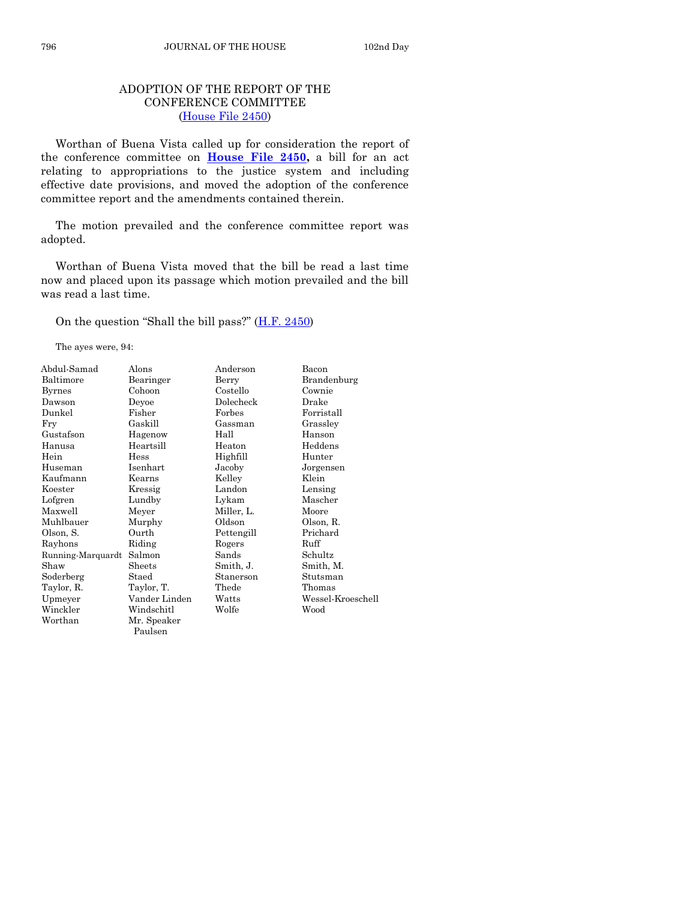## ADOPTION OF THE REPORT OF THE CONFERENCE COMMITTEE (House File 2450)

Worthan of Buena Vista called up for consideration the report of the conference committee on **House File 2450,** a bill for an act relating to appropriations to the justice system and including effective date provisions, and moved the adoption of the conference committee report and the amendments contained therein.

The motion prevailed and the conference committee report was adopted.

Worthan of Buena Vista moved that the bill be read a last time now and placed upon its passage which motion prevailed and the bill was read a last time.

On the question "Shall the bill pass?" (H.F. 2450)

The ayes were, 94:

| | | | |
|---|---|---|---|
| Abdul-Samad | Alons | Anderson | Bacon |
| Baltimore | Bearinger | Berry | Brandenburg |
| Byrnes | Cohoon | Costello | Cownie |
| Dawson | Deyoe | Dolecheck | Drake |
| Dunkel | Fisher | Forbes | Forristall |
| Fry | Gaskill | Gassman | Grassley |
| Gustafson | Hagenow | Hall | Hanson |
| Hanusa | Heartsill | Heaton | Heddens |
| Hein | Hess | Highfill | Hunter |
| Huseman | Isenhart | Jacoby | Jorgensen |
| Kaufmann | Kearns | Kelley | Klein |
| Koester | Kressig | Landon | Lensing |
| Lofgren | Lundby | Lykam | Mascher |
| Maxwell | Meyer | Miller, L. | Moore |
| Muhlbauer | Murphy | Oldson | Olson, R. |
| Olson, S. | Ourth | Pettengill | Prichard |
| Rayhons | Riding | Rogers | Ruff |
| Running-Marquardt | Salmon | Sands | Schultz |
| Shaw | Sheets | Smith, J. | Smith, M. |
| Soderberg | Staed | Stanerson | Stutsman |
| Taylor, R. | Taylor, T. | Thede | Thomas |
| Upmeyer | Vander Linden | Watts | Wessel-Kroeschell |
| Winckler | Windschitl | Wolfe | Wood |
| Worthan | Mr. Speaker Paulsen | | |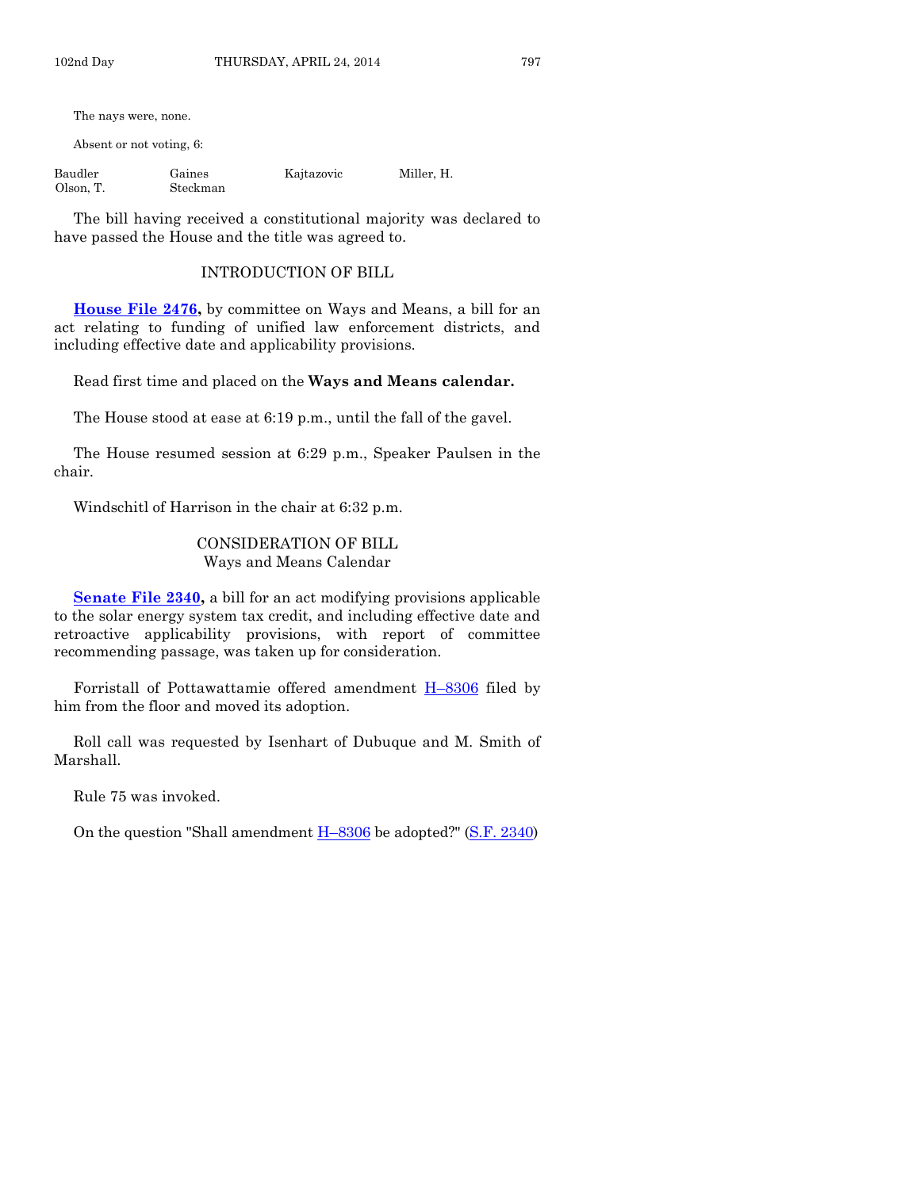The nays were, none.

Absent or not voting, 6:

| | | | |
|---|---|---|---|
| Baudler | Gaines | Kajtazovic | Miller, H. |
| Olson, T. | Steckman | | |

The bill having received a constitutional majority was declared to have passed the House and the title was agreed to.

## INTRODUCTION OF BILL

**House File 2476,** by committee on Ways and Means, a bill for an act relating to funding of unified law enforcement districts, and including effective date and applicability provisions.

Read first time and placed on the **Ways and Means calendar.**

The House stood at ease at 6:19 p.m., until the fall of the gavel.

The House resumed session at 6:29 p.m., Speaker Paulsen in the chair.

Windschitl of Harrison in the chair at 6:32 p.m.

## CONSIDERATION OF BILL
Ways and Means Calendar

**Senate File 2340,** a bill for an act modifying provisions applicable to the solar energy system tax credit, and including effective date and retroactive applicability provisions, with report of committee recommending passage, was taken up for consideration.

Forristall of Pottawattamie offered amendment H–8306 filed by him from the floor and moved its adoption.

Roll call was requested by Isenhart of Dubuque and M. Smith of Marshall.

Rule 75 was invoked.

On the question "Shall amendment H–8306 be adopted?" (S.F. 2340)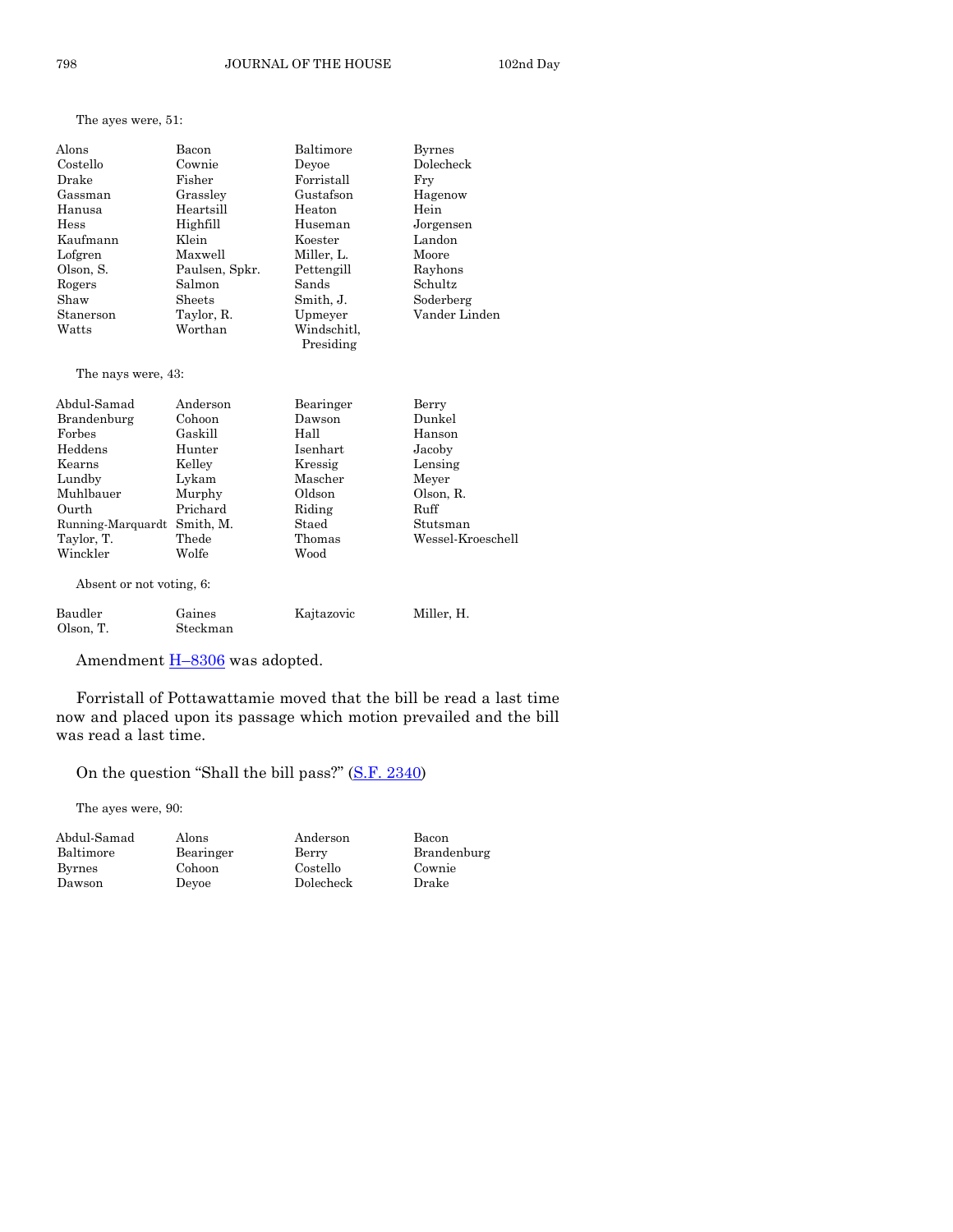The ayes were, 51:

| | | | |
|---|---|---|---|
| Alons | Bacon | Baltimore | Byrnes |
| Costello | Cownie | Deyoe | Dolecheck |
| Drake | Fisher | Forristall | Fry |
| Gassman | Grassley | Gustafson | Hagenow |
| Hanusa | Heartsill | Heaton | Hein |
| Hess | Highfill | Huseman | Jorgensen |
| Kaufmann | Klein | Koester | Landon |
| Lofgren | Maxwell | Miller, L. | Moore |
| Olson, S. | Paulsen, Spkr. | Pettengill | Rayhons |
| Rogers | Salmon | Sands | Schultz |
| Shaw | Sheets | Smith, J. | Soderberg |
| Stanerson | Taylor, R. | Upmeyer | Vander Linden |
| Watts | Worthan | Windschitl, Presiding | |

The nays were, 43:

| | | | |
|---|---|---|---|
| Abdul-Samad | Anderson | Bearinger | Berry |
| Brandenburg | Cohoon | Dawson | Dunkel |
| Forbes | Gaskill | Hall | Hanson |
| Heddens | Hunter | Isenhart | Jacoby |
| Kearns | Kelley | Kressig | Lensing |
| Lundby | Lykam | Mascher | Meyer |
| Muhlbauer | Murphy | Oldson | Olson, R. |
| Ourth | Prichard | Riding | Ruff |
| Running-Marquardt | Smith, M. | Staed | Stutsman |
| Taylor, T. | Thede | Thomas | Wessel-Kroeschell |
| Winckler | Wolfe | Wood | |

Absent or not voting, 6:

| | | | |
|---|---|---|---|
| Baudler | Gaines | Kajtazovic | Miller, H. |
| Olson, T. | Steckman | | |

Amendment H–8306 was adopted.

Forristall of Pottawattamie moved that the bill be read a last time now and placed upon its passage which motion prevailed and the bill was read a last time.

On the question "Shall the bill pass?" (S.F. 2340)

The ayes were, 90:

| | | | |
|---|---|---|---|
| Abdul-Samad | Alons | Anderson | Bacon |
| Baltimore | Bearinger | Berry | Brandenburg |
| Byrnes | Cohoon | Costello | Cownie |
| Dawson | Deyoe | Dolecheck | Drake |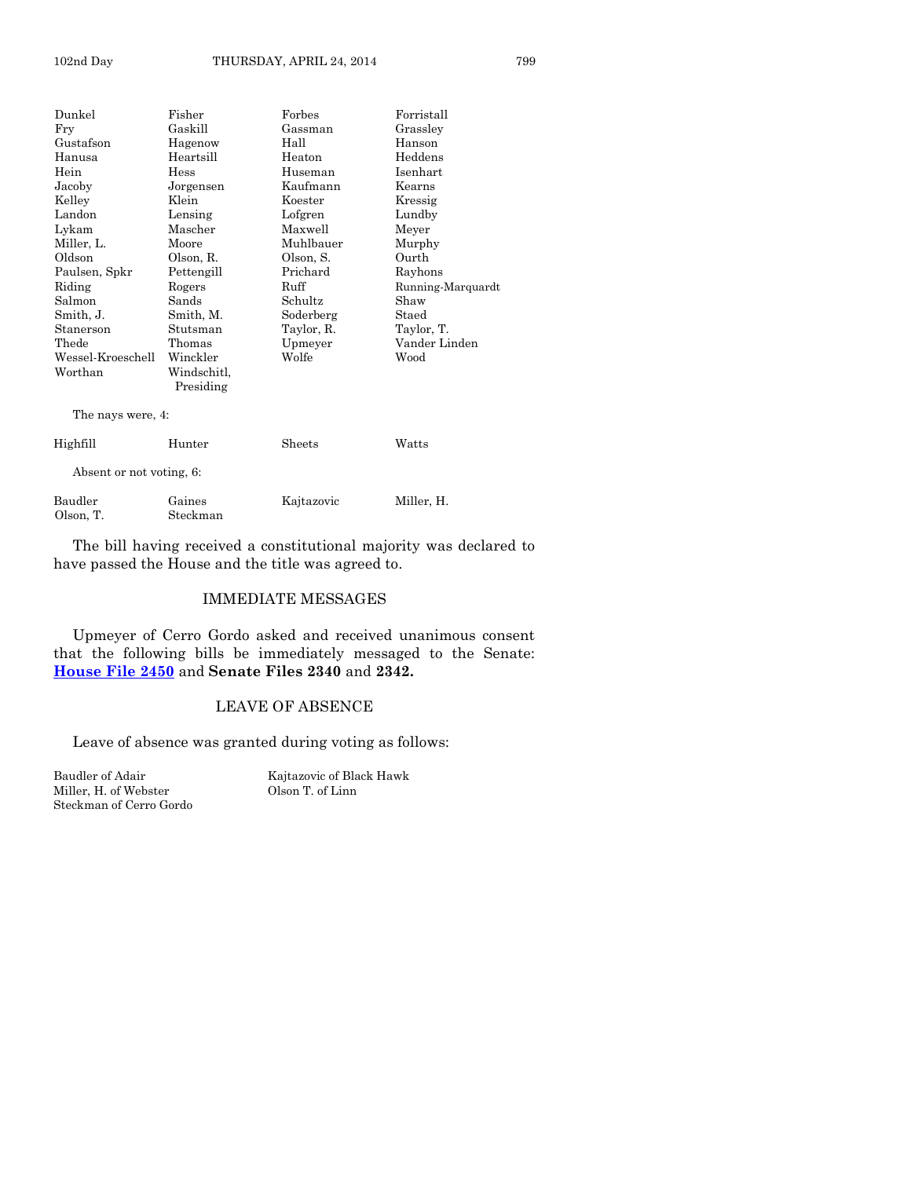| | | | |
|---|---|---|---|
| Dunkel | Fisher | Forbes | Forristall |
| Fry | Gaskill | Gassman | Grassley |
| Gustafson | Hagenow | Hall | Hanson |
| Hanusa | Heartsill | Heaton | Heddens |
| Hein | Hess | Huseman | Isenhart |
| Jacoby | Jorgensen | Kaufmann | Kearns |
| Kelley | Klein | Koester | Kressig |
| Landon | Lensing | Lofgren | Lundby |
| Lykam | Mascher | Maxwell | Meyer |
| Miller, L. | Moore | Muhlbauer | Murphy |
| Oldson | Olson, R. | Olson, S. | Ourth |
| Paulsen, Spkr | Pettengill | Prichard | Rayhons |
| Riding | Rogers | Ruff | Running-Marquardt |
| Salmon | Sands | Schultz | Shaw |
| Smith, J. | Smith, M. | Soderberg | Staed |
| Stanerson | Stutsman | Taylor, R. | Taylor, T. |
| Thede | Thomas | Upmeyer | Vander Linden |
| Wessel-Kroeschell | Winckler | Wolfe | Wood |
| Worthan | Windschitl, Presiding | | |

The nays were, 4:

| | | | |
|---|---|---|---|
| Highfill | Hunter | Sheets | Watts |

Absent or not voting, 6:

| | | | |
|---|---|---|---|
| Baudler | Gaines | Kajtazovic | Miller, H. |
| Olson, T. | Steckman | | |

The bill having received a constitutional majority was declared to have passed the House and the title was agreed to.

## IMMEDIATE MESSAGES

Upmeyer of Cerro Gordo asked and received unanimous consent that the following bills be immediately messaged to the Senate: **House File 2450** and **Senate Files 2340** and **2342.**

## LEAVE OF ABSENCE

Leave of absence was granted during voting as follows:

| | |
|---|---|
| Baudler of Adair | Kajtazovic of Black Hawk |
| Miller, H. of Webster | Olson T. of Linn |
| Steckman of Cerro Gordo | |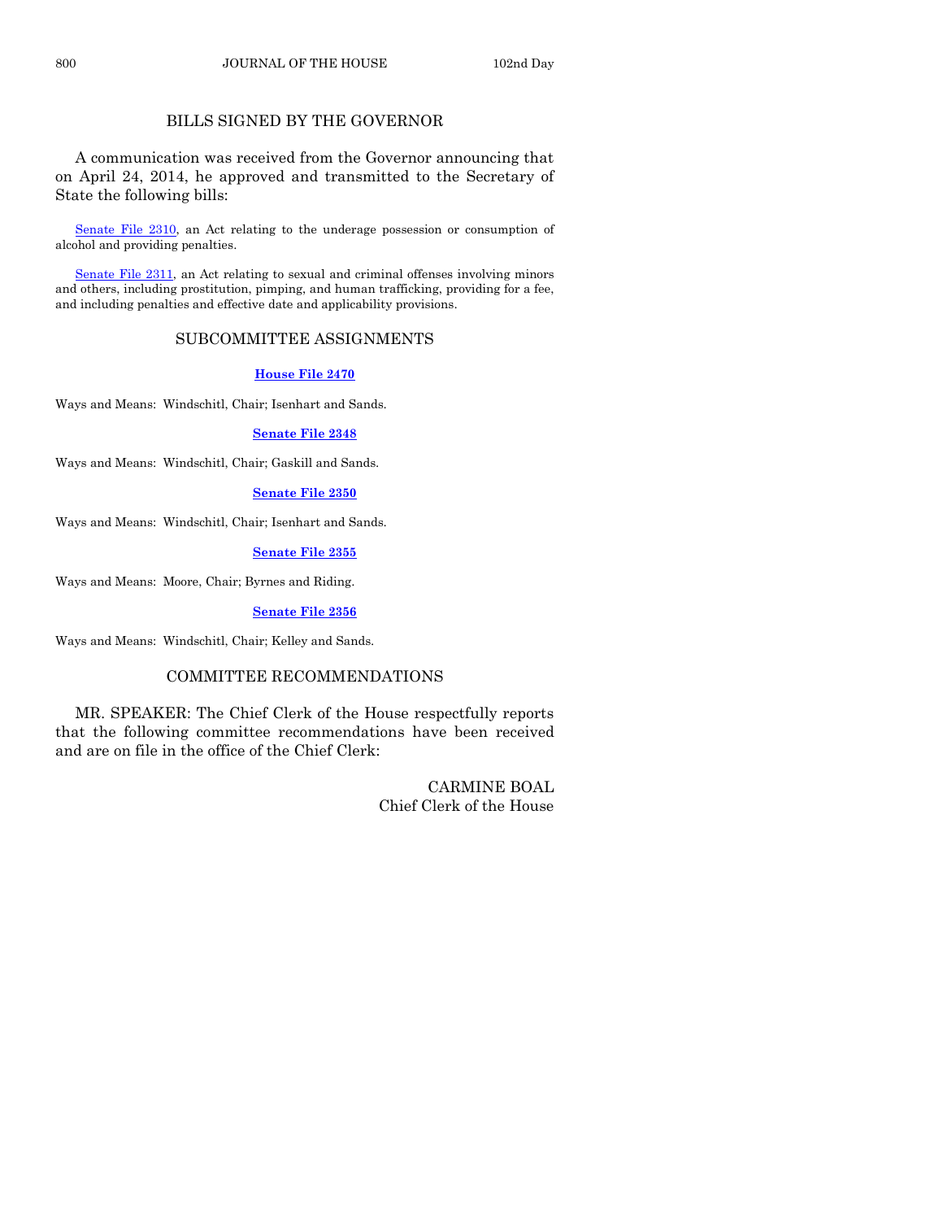## BILLS SIGNED BY THE GOVERNOR

A communication was received from the Governor announcing that on April 24, 2014, he approved and transmitted to the Secretary of State the following bills:

Senate File 2310, an Act relating to the underage possession or consumption of alcohol and providing penalties.

Senate File 2311, an Act relating to sexual and criminal offenses involving minors and others, including prostitution, pimping, and human trafficking, providing for a fee, and including penalties and effective date and applicability provisions.

## SUBCOMMITTEE ASSIGNMENTS

**House File 2470**

Ways and Means: Windschitl, Chair; Isenhart and Sands.

**Senate File 2348**

Ways and Means: Windschitl, Chair; Gaskill and Sands.

**Senate File 2350**

Ways and Means: Windschitl, Chair; Isenhart and Sands.

**Senate File 2355**

Ways and Means: Moore, Chair; Byrnes and Riding.

**Senate File 2356**

Ways and Means: Windschitl, Chair; Kelley and Sands.

## COMMITTEE RECOMMENDATIONS

MR. SPEAKER: The Chief Clerk of the House respectfully reports that the following committee recommendations have been received and are on file in the office of the Chief Clerk:

CARMINE BOAL
Chief Clerk of the House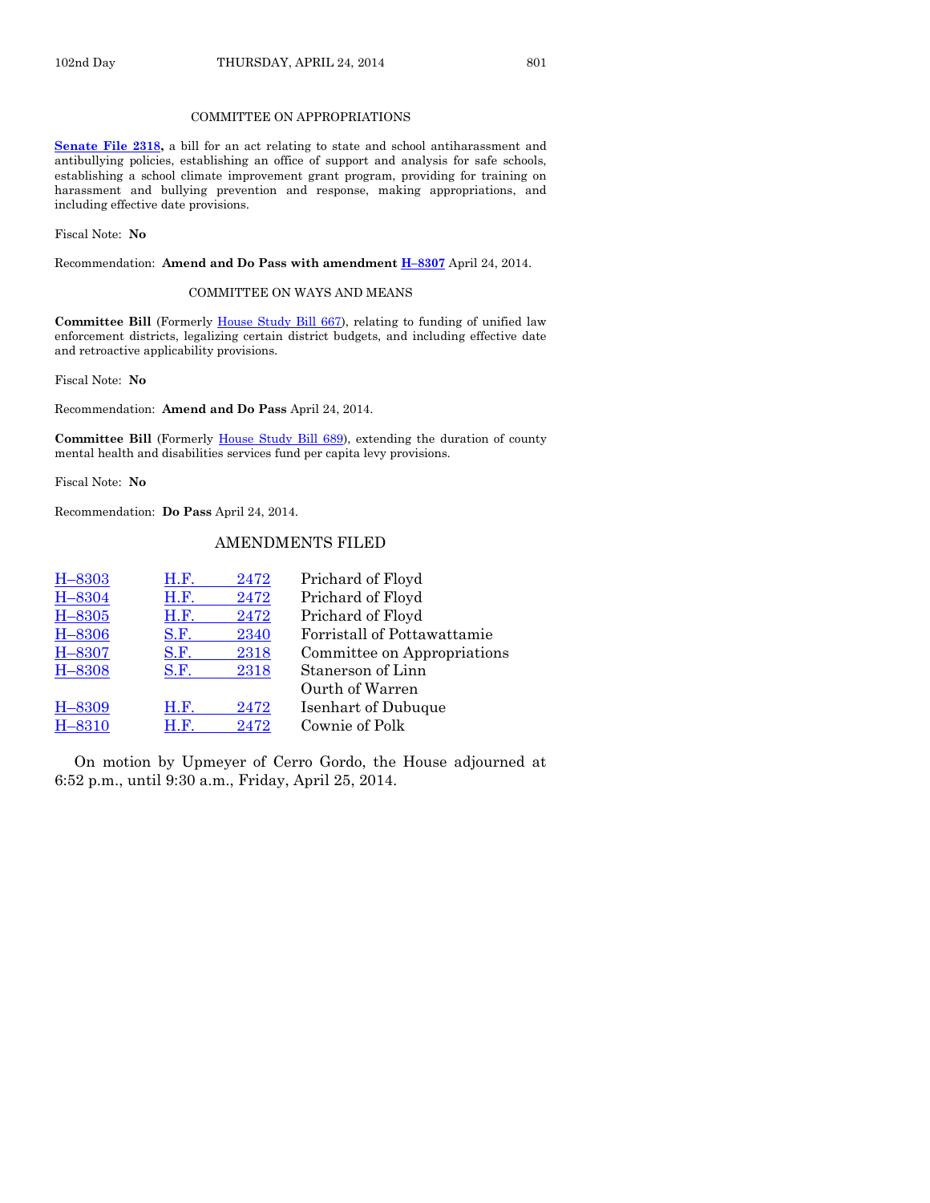COMMITTEE ON APPROPRIATIONS

**Senate File 2318,** a bill for an act relating to state and school antiharassment and antibullying policies, establishing an office of support and analysis for safe schools, establishing a school climate improvement grant program, providing for training on harassment and bullying prevention and response, making appropriations, and including effective date provisions.

Fiscal Note: **No**

Recommendation: **Amend and Do Pass with amendment H–8307** April 24, 2014.

COMMITTEE ON WAYS AND MEANS

**Committee Bill** (Formerly House Study Bill 667), relating to funding of unified law enforcement districts, legalizing certain district budgets, and including effective date and retroactive applicability provisions.

Fiscal Note: **No**

Recommendation: **Amend and Do Pass** April 24, 2014.

**Committee Bill** (Formerly House Study Bill 689), extending the duration of county mental health and disabilities services fund per capita levy provisions.

Fiscal Note: **No**

Recommendation: **Do Pass** April 24, 2014.

## AMENDMENTS FILED

| | | | |
|---|---|---|---|
| H–8303 | H.F. | 2472 | Prichard of Floyd |
| H–8304 | H.F. | 2472 | Prichard of Floyd |
| H–8305 | H.F. | 2472 | Prichard of Floyd |
| H–8306 | S.F. | 2340 | Forristall of Pottawattamie |
| H–8307 | S.F. | 2318 | Committee on Appropriations |
| H–8308 | S.F. | 2318 | Stanerson of Linn<br>Ourth of Warren |
| H–8309 | H.F. | 2472 | Isenhart of Dubuque |
| H–8310 | H.F. | 2472 | Cownie of Polk |

On motion by Upmeyer of Cerro Gordo, the House adjourned at 6:52 p.m., until 9:30 a.m., Friday, April 25, 2014.